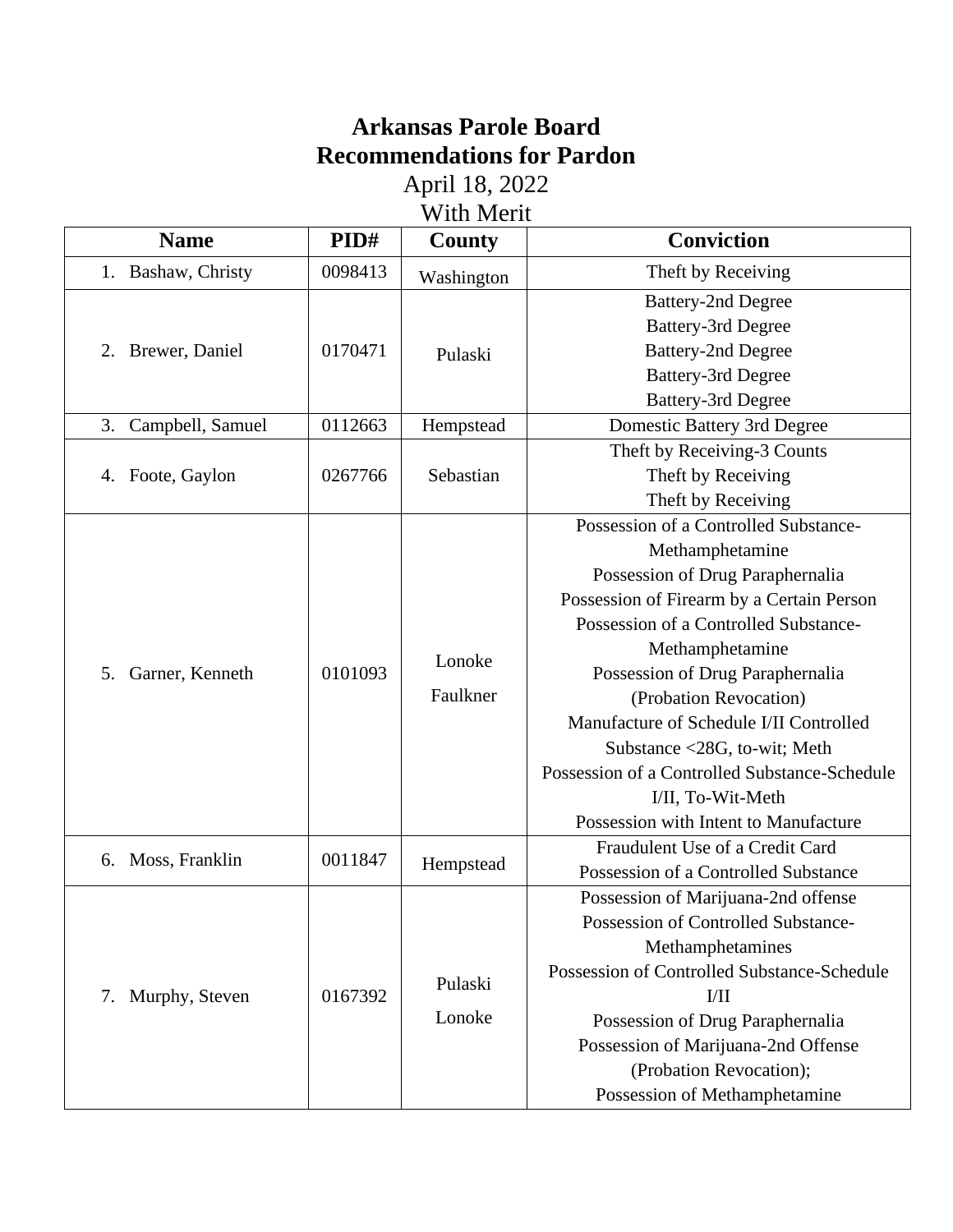# Arkansas Parole Board
# Recommendations for Pardon

April 18, 2022

With Merit

| Name | PID# | County | Conviction |
|---|---|---|---|
| 1. Bashaw, Christy | 0098413 | Washington | Theft by Receiving |
| 2. Brewer, Daniel | 0170471 | Pulaski | Battery-2nd Degree<br>Battery-3rd Degree<br>Battery-2nd Degree<br>Battery-3rd Degree<br>Battery-3rd Degree |
| 3. Campbell, Samuel | 0112663 | Hempstead | Domestic Battery 3rd Degree |
| 4. Foote, Gaylon | 0267766 | Sebastian | Theft by Receiving-3 Counts<br>Theft by Receiving<br>Theft by Receiving |
| 5. Garner, Kenneth | 0101093 | Lonoke<br>Faulkner | Possession of a Controlled Substance-Methamphetamine<br>Possession of Drug Paraphernalia<br>Possession of Firearm by a Certain Person<br>Possession of a Controlled Substance-Methamphetamine<br>Possession of Drug Paraphernalia (Probation Revocation)<br>Manufacture of Schedule I/II Controlled Substance <28G, to-wit; Meth<br>Possession of a Controlled Substance-Schedule I/II, To-Wit-Meth<br>Possession with Intent to Manufacture |
| 6. Moss, Franklin | 0011847 | Hempstead | Fraudulent Use of a Credit Card<br>Possession of a Controlled Substance |
| 7. Murphy, Steven | 0167392 | Pulaski<br>Lonoke | Possession of Marijuana-2nd offense<br>Possession of Controlled Substance-Methamphetamines<br>Possession of Controlled Substance-Schedule I/II<br>Possession of Drug Paraphernalia<br>Possession of Marijuana-2nd Offense (Probation Revocation);<br>Possession of Methamphetamine |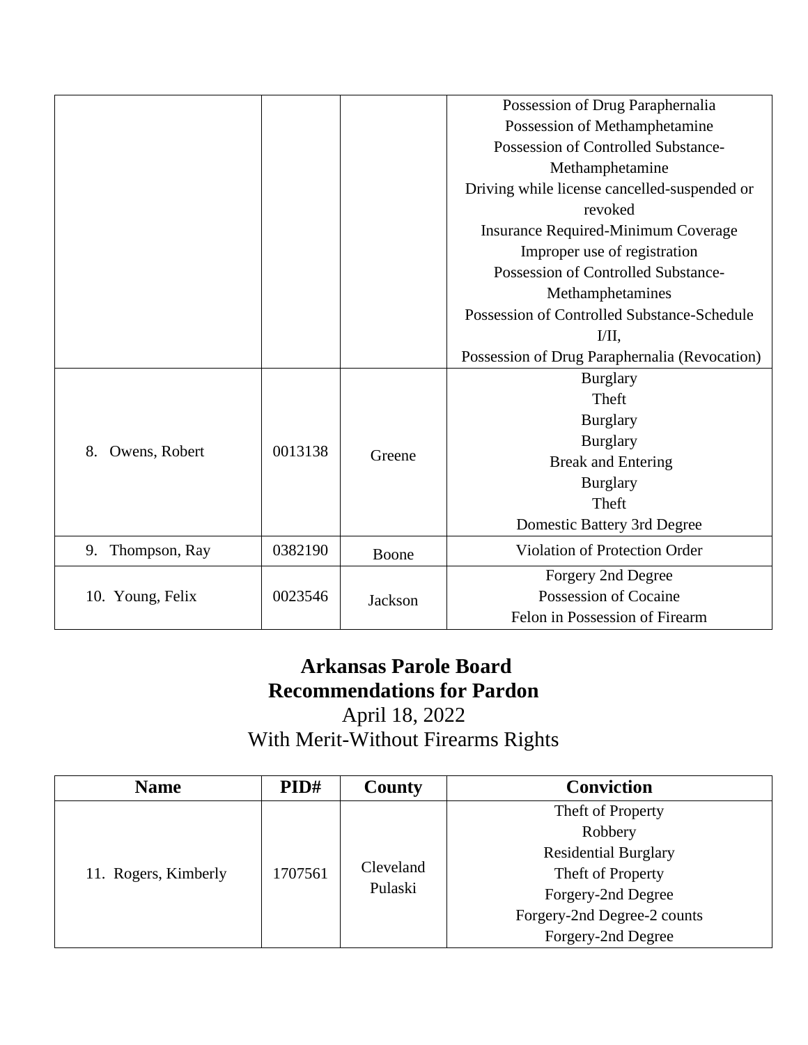| | | | |
|---|---|---|---|
| | | | Possession of Drug Paraphernalia<br>Possession of Methamphetamine<br>Possession of Controlled Substance-Methamphetamine<br>Driving while license cancelled-suspended or revoked<br>Insurance Required-Minimum Coverage<br>Improper use of registration<br>Possession of Controlled Substance-Methamphetamines<br>Possession of Controlled Substance-Schedule I/II,<br>Possession of Drug Paraphernalia (Revocation) |
| 8. Owens, Robert | 0013138 | Greene | Burglary<br>Theft<br>Burglary<br>Burglary<br>Break and Entering<br>Burglary<br>Theft<br>Domestic Battery 3rd Degree |
| 9. Thompson, Ray | 0382190 | Boone | Violation of Protection Order |
| 10. Young, Felix | 0023546 | Jackson | Forgery 2nd Degree<br>Possession of Cocaine<br>Felon in Possession of Firearm |

# Arkansas Parole Board
# Recommendations for Pardon

April 18, 2022

With Merit-Without Firearms Rights

| Name | PID# | County | Conviction |
|---|---|---|---|
| 11. Rogers, Kimberly | 1707561 | Cleveland<br>Pulaski | Theft of Property<br>Robbery<br>Residential Burglary<br>Theft of Property<br>Forgery-2nd Degree<br>Forgery-2nd Degree-2 counts<br>Forgery-2nd Degree |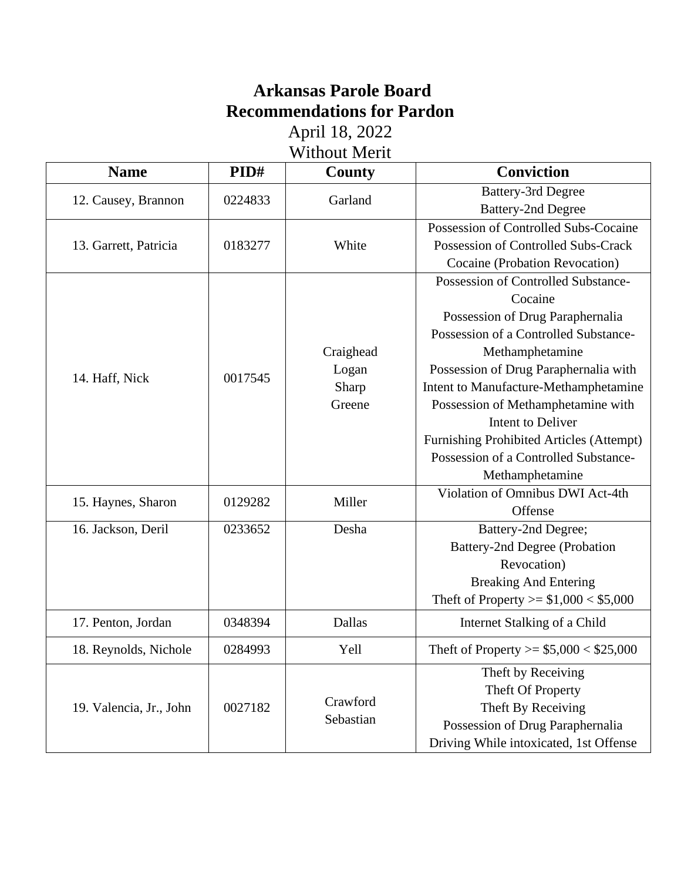# Arkansas Parole Board
# Recommendations for Pardon

April 18, 2022

Without Merit

| Name | PID# | County | Conviction |
|---|---|---|---|
| 12. Causey, Brannon | 0224833 | Garland | Battery-3rd Degree<br>Battery-2nd Degree |
| 13. Garrett, Patricia | 0183277 | White | Possession of Controlled Subs-Cocaine<br>Possession of Controlled Subs-Crack Cocaine (Probation Revocation) |
| 14. Haff, Nick | 0017545 | Craighead<br>Logan<br>Sharp<br>Greene | Possession of Controlled Substance-Cocaine<br>Possession of Drug Paraphernalia<br>Possession of a Controlled Substance-Methamphetamine<br>Possession of Drug Paraphernalia with Intent to Manufacture-Methamphetamine<br>Possession of Methamphetamine with Intent to Deliver<br>Furnishing Prohibited Articles (Attempt)<br>Possession of a Controlled Substance-Methamphetamine |
| 15. Haynes, Sharon | 0129282 | Miller | Violation of Omnibus DWI Act-4th Offense |
| 16. Jackson, Deril | 0233652 | Desha | Battery-2nd Degree;<br>Battery-2nd Degree (Probation Revocation)<br>Breaking And Entering<br>Theft of Property >= $1,000 < $5,000 |
| 17. Penton, Jordan | 0348394 | Dallas | Internet Stalking of a Child |
| 18. Reynolds, Nichole | 0284993 | Yell | Theft of Property >= $5,000 < $25,000 |
| 19. Valencia, Jr., John | 0027182 | Crawford<br>Sebastian | Theft by Receiving<br>Theft Of Property<br>Theft By Receiving<br>Possession of Drug Paraphernalia<br>Driving While intoxicated, 1st Offense |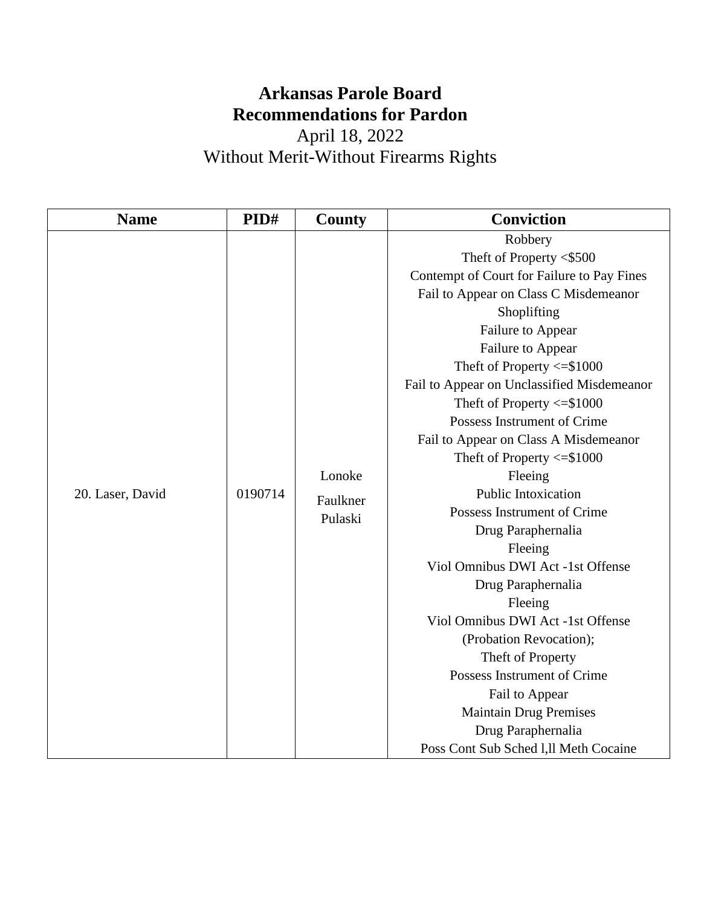**Arkansas Parole Board**
**Recommendations for Pardon**
April 18, 2022
Without Merit-Without Firearms Rights

| Name | PID# | County | Conviction |
|---|---|---|---|
| 20. Laser, David | 0190714 | Lonoke<br>Faulkner<br>Pulaski | Robbery<br>Theft of Property <$500<br>Contempt of Court for Failure to Pay Fines<br>Fail to Appear on Class C Misdemeanor<br>Shoplifting<br>Failure to Appear<br>Failure to Appear<br>Theft of Property <=$1000<br>Fail to Appear on Unclassified Misdemeanor<br>Theft of Property <=$1000<br>Possess Instrument of Crime<br>Fail to Appear on Class A Misdemeanor<br>Theft of Property <=$1000<br>Fleeing<br>Public Intoxication<br>Possess Instrument of Crime<br>Drug Paraphernalia<br>Fleeing<br>Viol Omnibus DWI Act -1st Offense<br>Drug Paraphernalia<br>Fleeing<br>Viol Omnibus DWI Act -1st Offense<br>(Probation Revocation);<br>Theft of Property<br>Possess Instrument of Crime<br>Fail to Appear<br>Maintain Drug Premises<br>Drug Paraphernalia<br>Poss Cont Sub Sched l,ll Meth Cocaine |